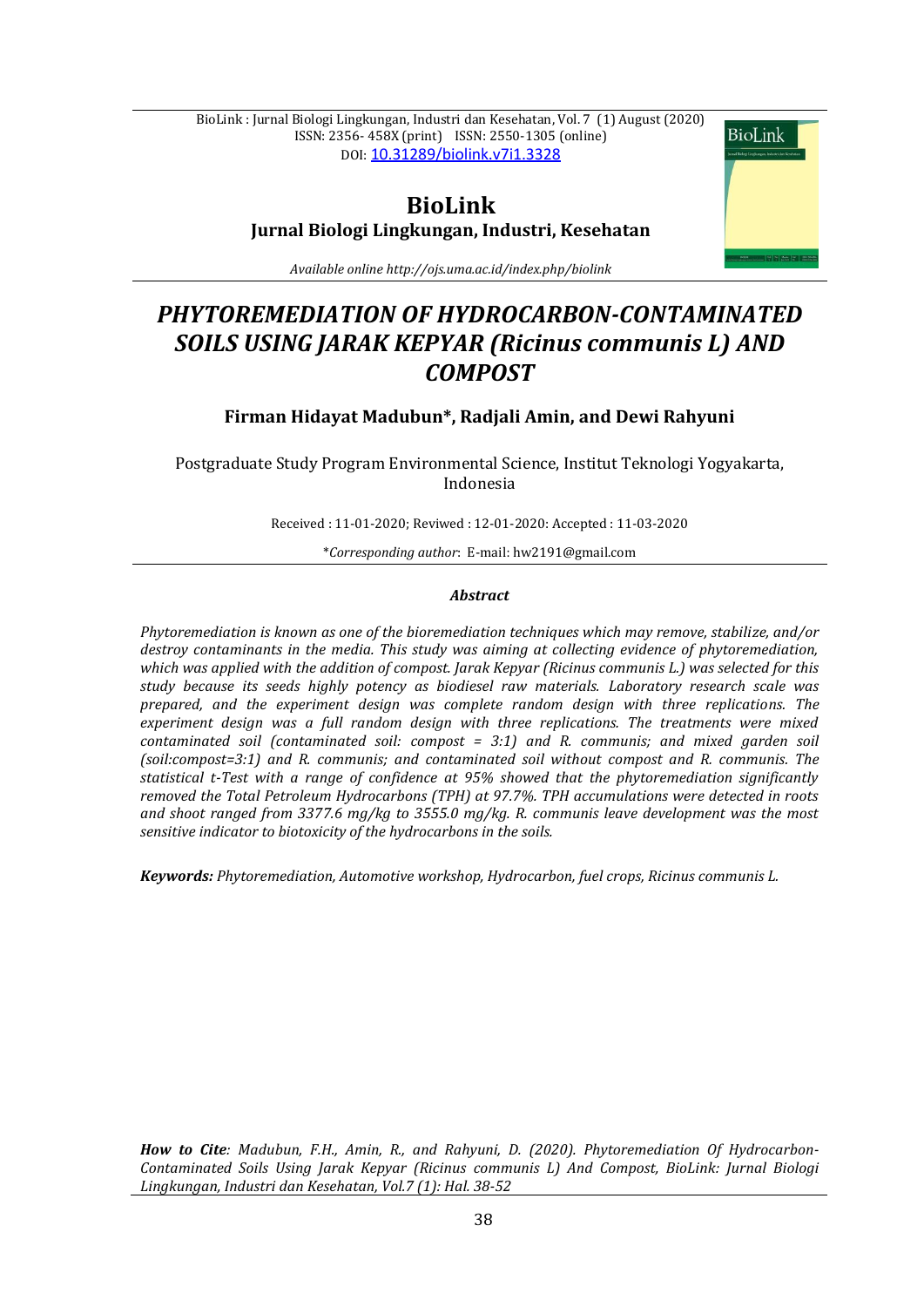# BioLink
**Jurnal Biologi Lingkungan, Industri, Kesehatan**

*Available online http://ojs.uma.ac.id/index.php/biolink*

# *PHYTOREMEDIATION OF HYDROCARBON-CONTAMINATED SOILS USING JARAK KEPYAR (Ricinus communis L) AND COMPOST*

**Firman Hidayat Madubun\*, Radjali Amin, and Dewi Rahyuni**

Postgraduate Study Program Environmental Science, Institut Teknologi Yogyakarta, Indonesia

Received : 11-01-2020; Reviwed : 12-01-2020: Accepted : 11-03-2020

\**Corresponding author*: E-mail: hw2191@gmail.com

### *Abstract*

*Phytoremediation is known as one of the bioremediation techniques which may remove, stabilize, and/or destroy contaminants in the media. This study was aiming at collecting evidence of phytoremediation, which was applied with the addition of compost. Jarak Kepyar (Ricinus communis L.) was selected for this study because its seeds highly potency as biodiesel raw materials. Laboratory research scale was prepared, and the experiment design was complete random design with three replications. The experiment design was a full random design with three replications. The treatments were mixed contaminated soil (contaminated soil: compost = 3:1) and R. communis; and mixed garden soil (soil:compost=3:1) and R. communis; and contaminated soil without compost and R. communis. The statistical t-Test with a range of confidence at 95% showed that the phytoremediation significantly removed the Total Petroleum Hydrocarbons (TPH) at 97.7%. TPH accumulations were detected in roots and shoot ranged from 3377.6 mg/kg to 3555.0 mg/kg. R. communis leave development was the most sensitive indicator to biotoxicity of the hydrocarbons in the soils.*

***Keywords:*** *Phytoremediation, Automotive workshop, Hydrocarbon, fuel crops, Ricinus communis L.*

***How to Cite****: Madubun, F.H., Amin, R., and Rahyuni, D. (2020). Phytoremediation Of Hydrocarbon-Contaminated Soils Using Jarak Kepyar (Ricinus communis L) And Compost, BioLink: Jurnal Biologi Lingkungan, Industri dan Kesehatan, Vol.7 (1): Hal. 38-52*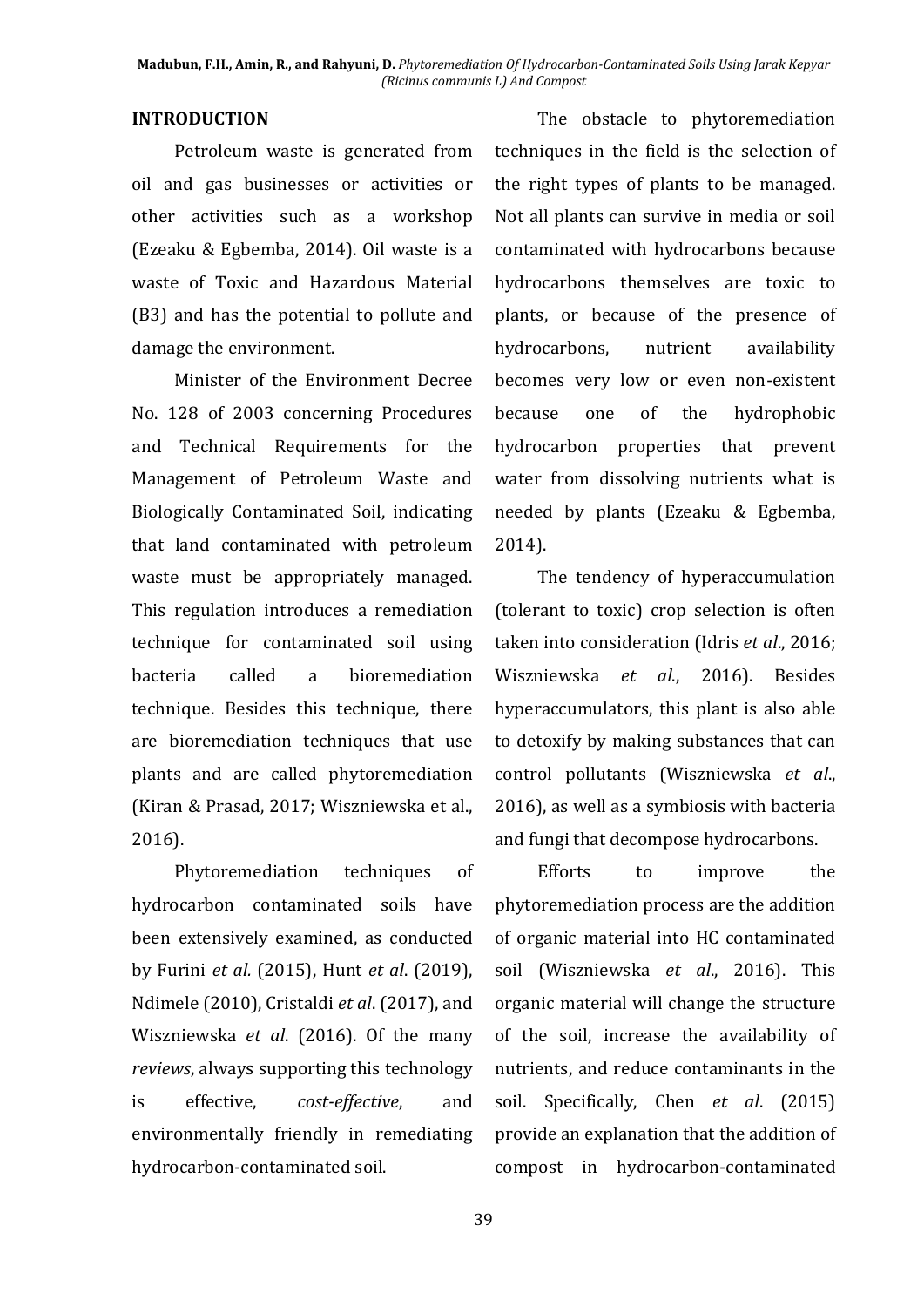## INTRODUCTION

Petroleum waste is generated from oil and gas businesses or activities or other activities such as a workshop (Ezeaku & Egbemba, 2014). Oil waste is a waste of Toxic and Hazardous Material (B3) and has the potential to pollute and damage the environment.

Minister of the Environment Decree No. 128 of 2003 concerning Procedures and Technical Requirements for the Management of Petroleum Waste and Biologically Contaminated Soil, indicating that land contaminated with petroleum waste must be appropriately managed. This regulation introduces a remediation technique for contaminated soil using bacteria called a bioremediation technique. Besides this technique, there are bioremediation techniques that use plants and are called phytoremediation (Kiran & Prasad, 2017; Wiszniewska et al., 2016).

Phytoremediation techniques of hydrocarbon contaminated soils have been extensively examined, as conducted by Furini *et al.* (2015), Hunt *et al*. (2019), Ndimele (2010), Cristaldi *et al*. (2017), and Wiszniewska *et al*. (2016). Of the many *reviews*, always supporting this technology is effective, *cost-effective*, and environmentally friendly in remediating hydrocarbon-contaminated soil.

The obstacle to phytoremediation techniques in the field is the selection of the right types of plants to be managed. Not all plants can survive in media or soil contaminated with hydrocarbons because hydrocarbons themselves are toxic to plants, or because of the presence of hydrocarbons, nutrient availability becomes very low or even non-existent because one of the hydrophobic hydrocarbon properties that prevent water from dissolving nutrients what is needed by plants (Ezeaku & Egbemba, 2014).

The tendency of hyperaccumulation (tolerant to toxic) crop selection is often taken into consideration (Idris *et al*., 2016; Wiszniewska *et al*., 2016). Besides hyperaccumulators, this plant is also able to detoxify by making substances that can control pollutants (Wiszniewska *et al*., 2016), as well as a symbiosis with bacteria and fungi that decompose hydrocarbons.

Efforts to improve the phytoremediation process are the addition of organic material into HC contaminated soil (Wiszniewska *et al*., 2016). This organic material will change the structure of the soil, increase the availability of nutrients, and reduce contaminants in the soil. Specifically, Chen *et al*. (2015) provide an explanation that the addition of compost in hydrocarbon-contaminated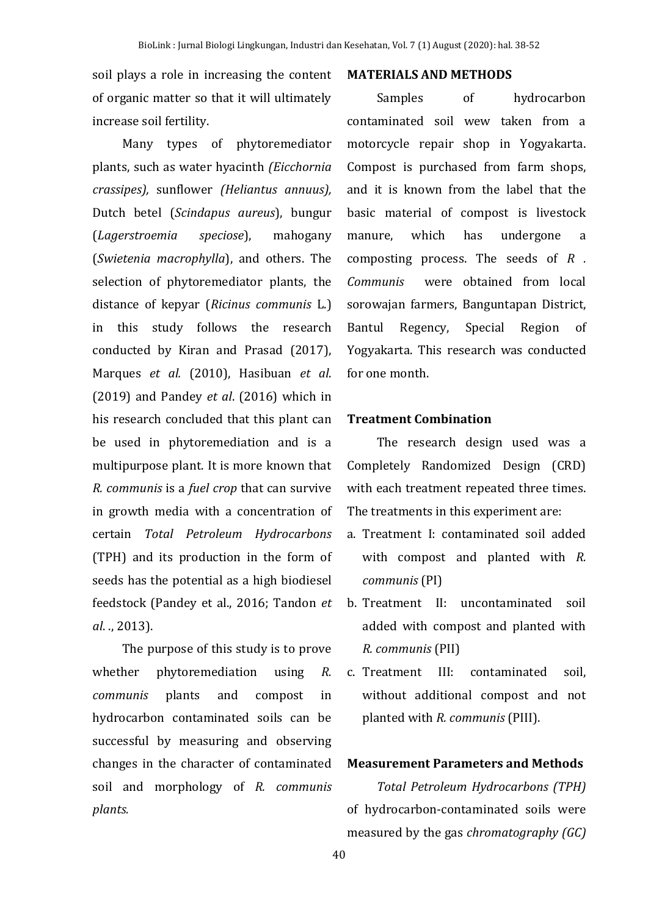soil plays a role in increasing the content of organic matter so that it will ultimately increase soil fertility.

Many types of phytoremediator plants, such as water hyacinth *(Eicchornia crassipes),* sunflower *(Heliantus annuus),* Dutch betel (*Scindapus aureus*), bungur (*Lagerstroemia speciose*), mahogany (*Swietenia macrophylla*), and others. The selection of phytoremediator plants, the distance of kepyar (*Ricinus communis* L.) in this study follows the research conducted by Kiran and Prasad (2017), Marques *et al.* (2010), Hasibuan *et al*. (2019) and Pandey *et al*. (2016) which in his research concluded that this plant can be used in phytoremediation and is a multipurpose plant. It is more known that *R. communis* is a *fuel crop* that can survive in growth media with a concentration of certain *Total Petroleum Hydrocarbons* (TPH) and its production in the form of seeds has the potential as a high biodiesel feedstock (Pandey et al., 2016; Tandon *et al*. ., 2013).

The purpose of this study is to prove whether phytoremediation using *R. communis* plants and compost in hydrocarbon contaminated soils can be successful by measuring and observing changes in the character of contaminated soil and morphology of *R. communis plants.*

## MATERIALS AND METHODS

Samples of hydrocarbon contaminated soil wew taken from a motorcycle repair shop in Yogyakarta. Compost is purchased from farm shops, and it is known from the label that the basic material of compost is livestock manure, which has undergone a composting process. The seeds of *R . Communis* were obtained from local sorowajan farmers, Banguntapan District, Bantul Regency, Special Region of Yogyakarta. This research was conducted for one month.

### Treatment Combination

The research design used was a Completely Randomized Design (CRD) with each treatment repeated three times. The treatments in this experiment are:

a. Treatment I: contaminated soil added with compost and planted with *R. communis* (PI)
b. Treatment II: uncontaminated soil added with compost and planted with *R. communis* (PII)
c. Treatment III: contaminated soil, without additional compost and not planted with *R. communis* (PIII).

### Measurement Parameters and Methods

*Total Petroleum Hydrocarbons (TPH)* of hydrocarbon-contaminated soils were measured by the gas *chromatography (GC)*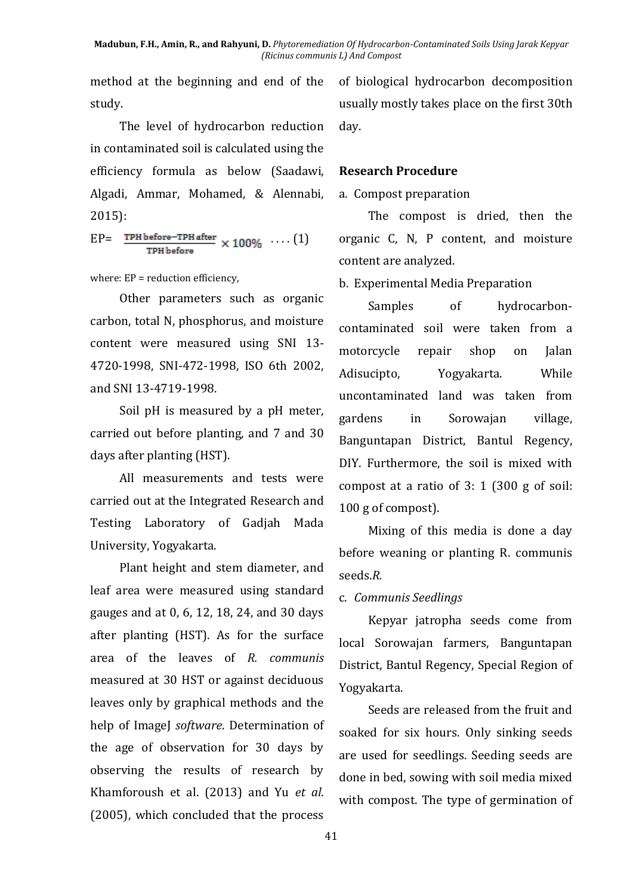method at the beginning and end of the study.

The level of hydrocarbon reduction in contaminated soil is calculated using the efficiency formula as below (Saadawi, Algadi, Ammar, Mohamed, & Alennabi, 2015):

$$EP = \frac{\text{TPH before} - \text{TPH after}}{\text{TPH before}} \times 100\% \quad \ldots (1)$$

where: EP = reduction efficiency,

Other parameters such as organic carbon, total N, phosphorus, and moisture content were measured using SNI 13-4720-1998, SNI-472-1998, ISO 6th 2002, and SNI 13-4719-1998.

Soil pH is measured by a pH meter, carried out before planting, and 7 and 30 days after planting (HST).

All measurements and tests were carried out at the Integrated Research and Testing Laboratory of Gadjah Mada University, Yogyakarta.

Plant height and stem diameter, and leaf area were measured using standard gauges and at 0, 6, 12, 18, 24, and 30 days after planting (HST). As for the surface area of the leaves of *R. communis* measured at 30 HST or against deciduous leaves only by graphical methods and the help of ImageJ *software*. Determination of the age of observation for 30 days by observing the results of research by Khamforoush et al. (2013) and Yu *et al*. (2005), which concluded that the process of biological hydrocarbon decomposition usually mostly takes place on the first 30th day.

### Research Procedure

a. Compost preparation

The compost is dried, then the organic C, N, P content, and moisture content are analyzed.

b. Experimental Media Preparation

Samples of hydrocarbon-contaminated soil were taken from a motorcycle repair shop on Jalan Adisucipto, Yogyakarta. While uncontaminated land was taken from gardens in Sorowajan village, Banguntapan District, Bantul Regency, DIY. Furthermore, the soil is mixed with compost at a ratio of 3: 1 (300 g of soil: 100 g of compost).

Mixing of this media is done a day before weaning or planting R. communis seeds.*R.*

c. *Communis Seedlings*

Kepyar jatropha seeds come from local Sorowajan farmers, Banguntapan District, Bantul Regency, Special Region of Yogyakarta.

Seeds are released from the fruit and soaked for six hours. Only sinking seeds are used for seedlings. Seeding seeds are done in bed, sowing with soil media mixed with compost. The type of germination of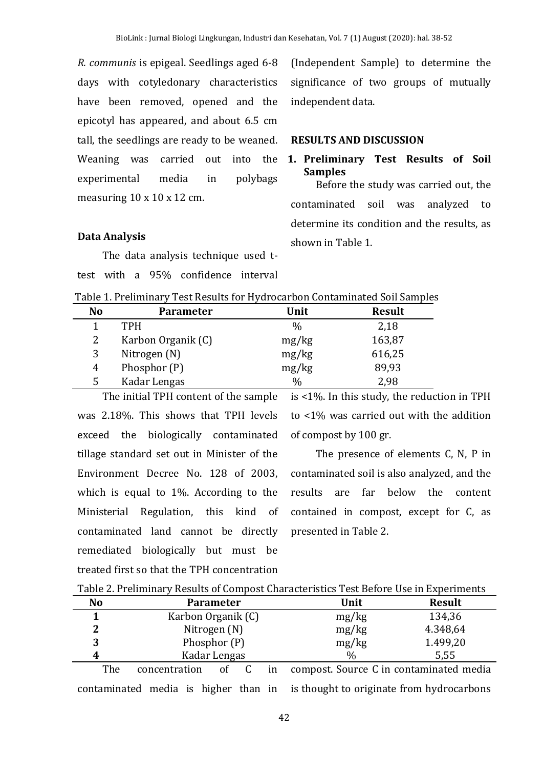*R. communis* is epigeal. Seedlings aged 6-8 days with cotyledonary characteristics have been removed, opened and the epicotyl has appeared, and about 6.5 cm tall, the seedlings are ready to be weaned. Weaning was carried out into the experimental media in polybags measuring 10 x 10 x 12 cm.

### Data Analysis

The data analysis technique used t-test with a 95% confidence interval (Independent Sample) to determine the significance of two groups of mutually independent data.

## RESULTS AND DISCUSSION

### 1. Preliminary Test Results of Soil Samples

Before the study was carried out, the contaminated soil was analyzed to determine its condition and the results, as shown in Table 1.

Table 1. Preliminary Test Results for Hydrocarbon Contaminated Soil Samples

| No | Parameter | Unit | Result |
|---|---|---|---|
| 1 | TPH | % | 2,18 |
| 2 | Karbon Organik (C) | mg/kg | 163,87 |
| 3 | Nitrogen (N) | mg/kg | 616,25 |
| 4 | Phosphor (P) | mg/kg | 89,93 |
| 5 | Kadar Lengas | % | 2,98 |

The initial TPH content of the sample was 2.18%. This shows that TPH levels exceed the biologically contaminated tillage standard set out in Minister of the Environment Decree No. 128 of 2003, which is equal to 1%. According to the Ministerial Regulation, this kind of contaminated land cannot be directly remediated biologically but must be treated first so that the TPH concentration is <1%. In this study, the reduction in TPH to <1% was carried out with the addition of compost by 100 gr.

The presence of elements C, N, P in contaminated soil is also analyzed, and the results are far below the content contained in compost, except for C, as presented in Table 2.

Table 2. Preliminary Results of Compost Characteristics Test Before Use in Experiments

| No | Parameter | Unit | Result |
|---|---|---|---|
| **1** | Karbon Organik (C) | mg/kg | 134,36 |
| **2** | Nitrogen (N) | mg/kg | 4.348,64 |
| **3** | Phosphor (P) | mg/kg | 1.499,20 |
| **4** | Kadar Lengas | % | 5,55 |

The concentration of C in contaminated media is higher than in compost. Source C in contaminated media is thought to originate from hydrocarbons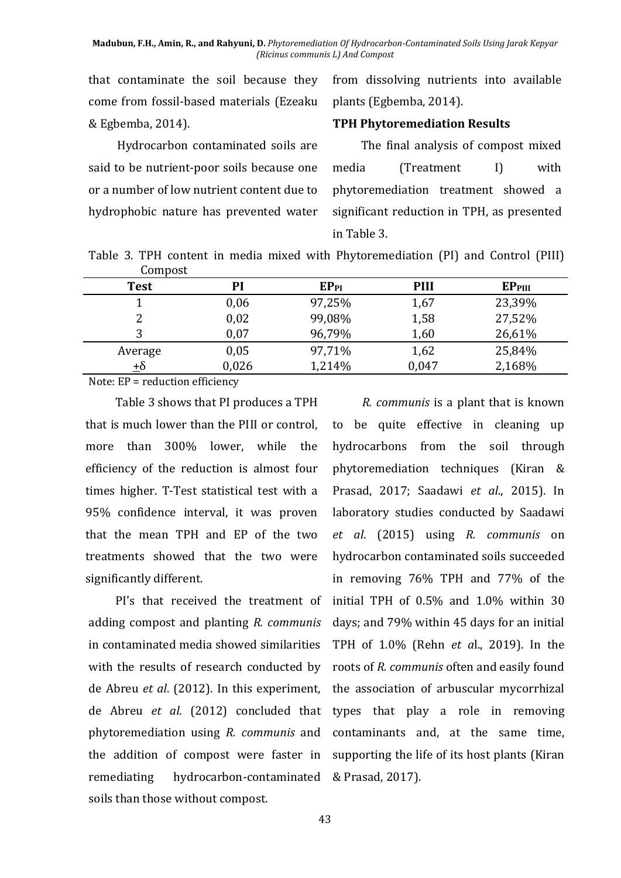that contaminate the soil because they come from fossil-based materials (Ezeaku & Egbemba, 2014).

Hydrocarbon contaminated soils are said to be nutrient-poor soils because one or a number of low nutrient content due to hydrophobic nature has prevented water from dissolving nutrients into available plants (Egbemba, 2014).

**TPH Phytoremediation Results**

The final analysis of compost mixed media (Treatment I) with phytoremediation treatment showed a significant reduction in TPH, as presented in Table 3.

Table 3. TPH content in media mixed with Phytoremediation (PI) and Control (PIII) Compost

| Test | PI | $EP_{PI}$ | PIII | $EP_{PIII}$ |
|---|---|---|---|---|
| 1 | 0,06 | 97,25% | 1,67 | 23,39% |
| 2 | 0,02 | 99,08% | 1,58 | 27,52% |
| 3 | 0,07 | 96,79% | 1,60 | 26,61% |
| Average | 0,05 | 97,71% | 1,62 | 25,84% |
| $\pm\delta$ | 0,026 | 1,214% | 0,047 | 2,168% |

Note: EP = reduction efficiency

Table 3 shows that PI produces a TPH that is much lower than the PIII or control, more than 300% lower, while the efficiency of the reduction is almost four times higher. T-Test statistical test with a 95% confidence interval, it was proven that the mean TPH and EP of the two treatments showed that the two were significantly different.

PI's that received the treatment of adding compost and planting *R. communis* in contaminated media showed similarities with the results of research conducted by de Abreu *et al*. (2012). In this experiment, de Abreu *et al.* (2012) concluded that phytoremediation using *R. communis* and the addition of compost were faster in remediating hydrocarbon-contaminated soils than those without compost.

*R. communis* is a plant that is known to be quite effective in cleaning up hydrocarbons from the soil through phytoremediation techniques (Kiran & Prasad, 2017; Saadawi *et al*., 2015). In laboratory studies conducted by Saadawi *et al*. (2015) using *R. communis* on hydrocarbon contaminated soils succeeded in removing 76% TPH and 77% of the initial TPH of 0.5% and 1.0% within 30 days; and 79% within 45 days for an initial TPH of 1.0% (Rehn *et a*l., 2019). In the roots of *R. communis* often and easily found the association of arbuscular mycorrhizal types that play a role in removing contaminants and, at the same time, supporting the life of its host plants (Kiran & Prasad, 2017).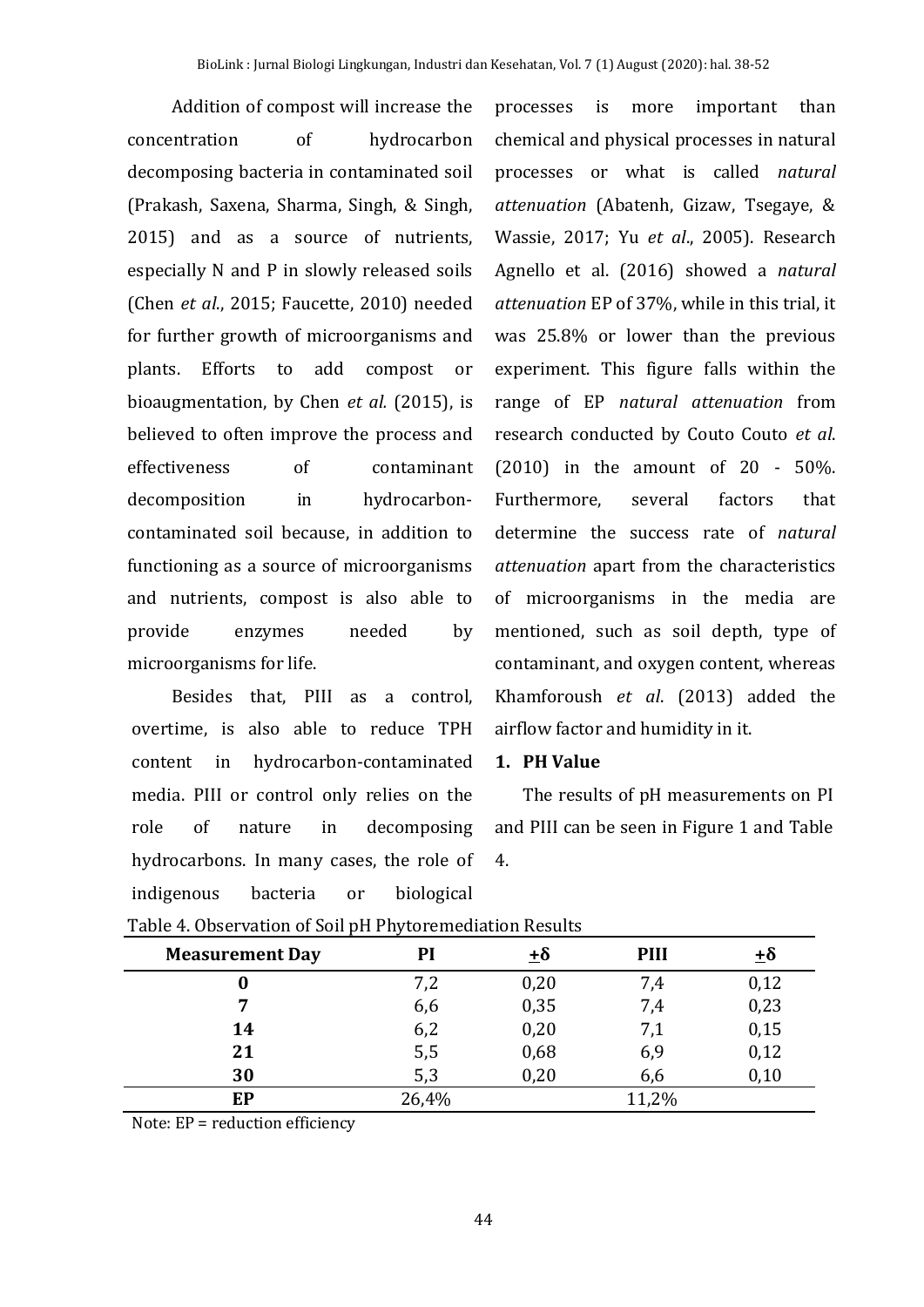Addition of compost will increase the concentration of hydrocarbon decomposing bacteria in contaminated soil (Prakash, Saxena, Sharma, Singh, & Singh, 2015) and as a source of nutrients, especially N and P in slowly released soils (Chen *et al*., 2015; Faucette, 2010) needed for further growth of microorganisms and plants. Efforts to add compost or bioaugmentation, by Chen *et al.* (2015), is believed to often improve the process and effectiveness of contaminant decomposition in hydrocarbon-contaminated soil because, in addition to functioning as a source of microorganisms and nutrients, compost is also able to provide enzymes needed by microorganisms for life.

Besides that, PIII as a control, overtime, is also able to reduce TPH content in hydrocarbon-contaminated media. PIII or control only relies on the role of nature in decomposing hydrocarbons. In many cases, the role of indigenous bacteria or biological processes is more important than chemical and physical processes in natural processes or what is called *natural attenuation* (Abatenh, Gizaw, Tsegaye, & Wassie, 2017; Yu *et al*., 2005). Research Agnello et al. (2016) showed a *natural attenuation* EP of 37%, while in this trial, it was 25.8% or lower than the previous experiment. This figure falls within the range of EP *natural attenuation* from research conducted by Couto Couto *et al*. (2010) in the amount of 20 - 50%. Furthermore, several factors that determine the success rate of *natural attenuation* apart from the characteristics of microorganisms in the media are mentioned, such as soil depth, type of contaminant, and oxygen content, whereas Khamforoush *et al*. (2013) added the airflow factor and humidity in it.

## 1. PH Value

The results of pH measurements on PI and PIII can be seen in Figure 1 and Table 4.

Table 4. Observation of Soil pH Phytoremediation Results

| Measurement Day | PI | $\pm\delta$ | PIII | $\pm\delta$ |
|---|---|---|---|---|
| **0** | 7,2 | 0,20 | 7,4 | 0,12 |
| **7** | 6,6 | 0,35 | 7,4 | 0,23 |
| **14** | 6,2 | 0,20 | 7,1 | 0,15 |
| **21** | 5,5 | 0,68 | 6,9 | 0,12 |
| **30** | 5,3 | 0,20 | 6,6 | 0,10 |
| **EP** | 26,4% | | 11,2% | |

Note: EP = reduction efficiency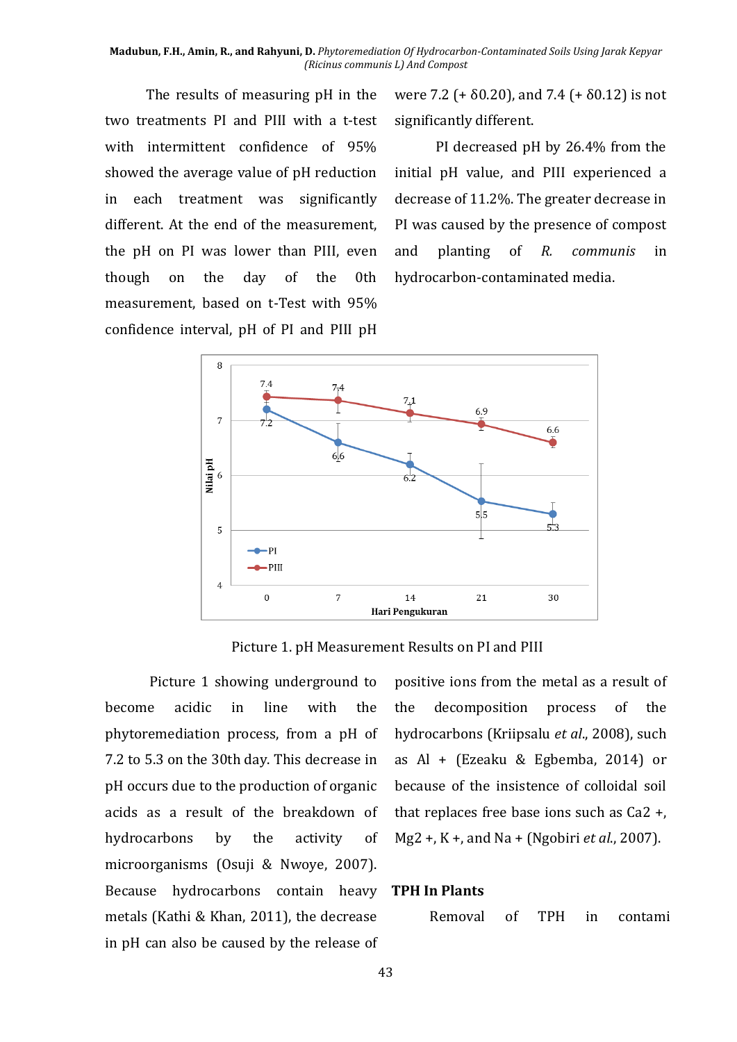The results of measuring pH in the two treatments PI and PIII with a t-test with intermittent confidence of 95% showed the average value of pH reduction in each treatment was significantly different. At the end of the measurement, the pH on PI was lower than PIII, even though on the day of the 0th measurement, based on t-Test with 95% confidence interval, pH of PI and PIII pH were 7.2 (+ δ0.20), and 7.4 (+ δ0.12) is not significantly different.

PI decreased pH by 26.4% from the initial pH value, and PIII experienced a decrease of 11.2%. The greater decrease in PI was caused by the presence of compost and planting of *R. communis* in hydrocarbon-contaminated media.

Picture 1. pH Measurement Results on PI and PIII

Picture 1 showing underground to become acidic in line with the phytoremediation process, from a pH of 7.2 to 5.3 on the 30th day. This decrease in pH occurs due to the production of organic acids as a result of the breakdown of hydrocarbons by the activity of microorganisms (Osuji & Nwoye, 2007). Because hydrocarbons contain heavy metals (Kathi & Khan, 2011), the decrease in pH can also be caused by the release of positive ions from the metal as a result of the decomposition process of the hydrocarbons (Kriipsalu *et al*., 2008), such as Al + (Ezeaku & Egbemba, 2014) or because of the insistence of colloidal soil that replaces free base ions such as Ca2 +, Mg2 +, K +, and Na + (Ngobiri *et al*., 2007).

## TPH In Plants

Removal of TPH in contami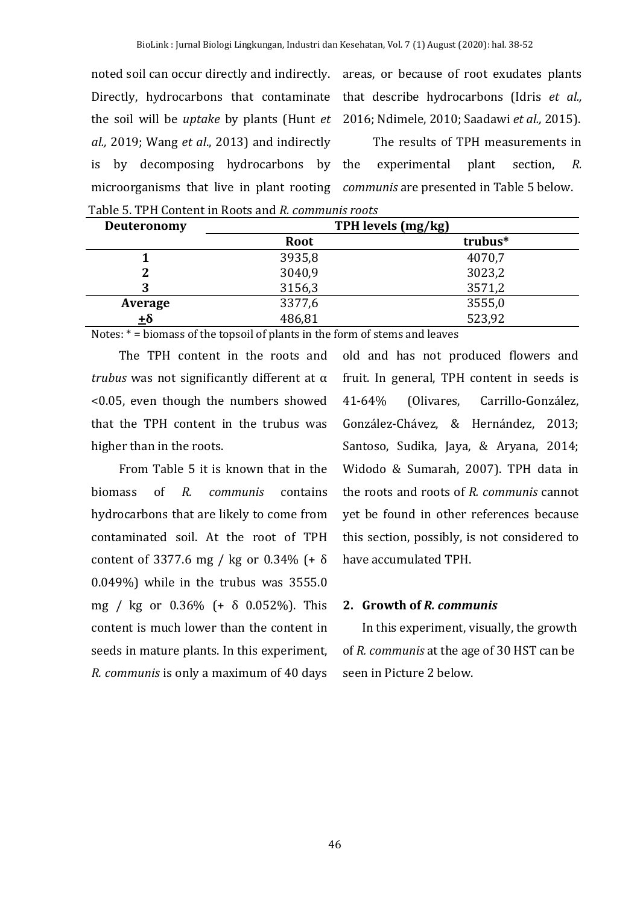noted soil can occur directly and indirectly. Directly, hydrocarbons that contaminate the soil will be *uptake* by plants (Hunt *et al.,* 2019; Wang *et al*., 2013) and indirectly is by decomposing hydrocarbons by microorganisms that live in plant rooting areas, or because of root exudates plants that describe hydrocarbons (Idris *et al.,* 2016; Ndimele, 2010; Saadawi *et al.,* 2015).

The results of TPH measurements in the experimental plant section, *R. communis* are presented in Table 5 below.

Table 5. TPH Content in Roots and *R. communis roots*

| **Deuteronomy** | **TPH levels (mg/kg)** | |
|---|---|---|
| | **Root** | **trubus*** |
| **1** | 3935,8 | 4070,7 |
| **2** | 3040,9 | 3023,2 |
| **3** | 3156,3 | 3571,2 |
| **Average** | 3377,6 | 3555,0 |
| **±δ** | 486,81 | 523,92 |

Notes: * = biomass of the topsoil of plants in the form of stems and leaves

The TPH content in the roots and *trubus* was not significantly different at α <0.05, even though the numbers showed that the TPH content in the trubus was higher than in the roots.

From Table 5 it is known that in the biomass of *R. communis* contains hydrocarbons that are likely to come from contaminated soil. At the root of TPH content of 3377.6 mg / kg or 0.34% (+ δ 0.049%) while in the trubus was 3555.0 mg / kg or 0.36% (+ δ 0.052%). This content is much lower than the content in seeds in mature plants. In this experiment, *R. communis* is only a maximum of 40 days old and has not produced flowers and fruit. In general, TPH content in seeds is 41-64% (Olivares, Carrillo-González, González-Chávez, & Hernández, 2013; Santoso, Sudika, Jaya, & Aryana, 2014; Widodo & Sumarah, 2007). TPH data in the roots and roots of *R. communis* cannot yet be found in other references because this section, possibly, is not considered to have accumulated TPH.

## 2. Growth of *R. communis*

In this experiment, visually, the growth of *R. communis* at the age of 30 HST can be seen in Picture 2 below.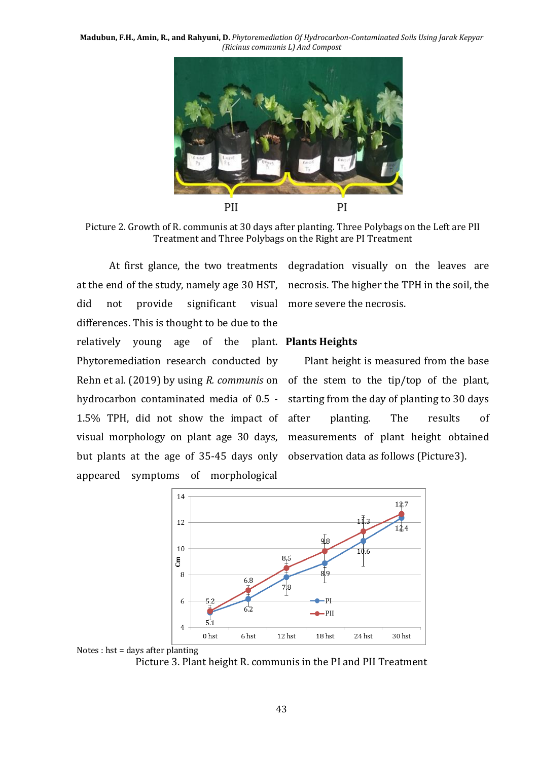PII PI

Picture 2. Growth of R. communis at 30 days after planting. Three Polybags on the Left are PII Treatment and Three Polybags on the Right are PI Treatment

At first glance, the two treatments at the end of the study, namely age 30 HST, did not provide significant visual differences. This is thought to be due to the relatively young age of the plant. Phytoremediation research conducted by Rehn et al. (2019) by using *R. communis* on hydrocarbon contaminated media of 0.5 - 1.5% TPH, did not show the impact of visual morphology on plant age 30 days, but plants at the age of 35-45 days only appeared symptoms of morphological degradation visually on the leaves are necrosis. The higher the TPH in the soil, the more severe the necrosis.

## Plants Heights

Plant height is measured from the base of the stem to the tip/top of the plant, starting from the day of planting to 30 days after planting. The results of measurements of plant height obtained observation data as follows (Picture3).

Notes : hst = days after planting

Picture 3. Plant height R. communis in the PI and PII Treatment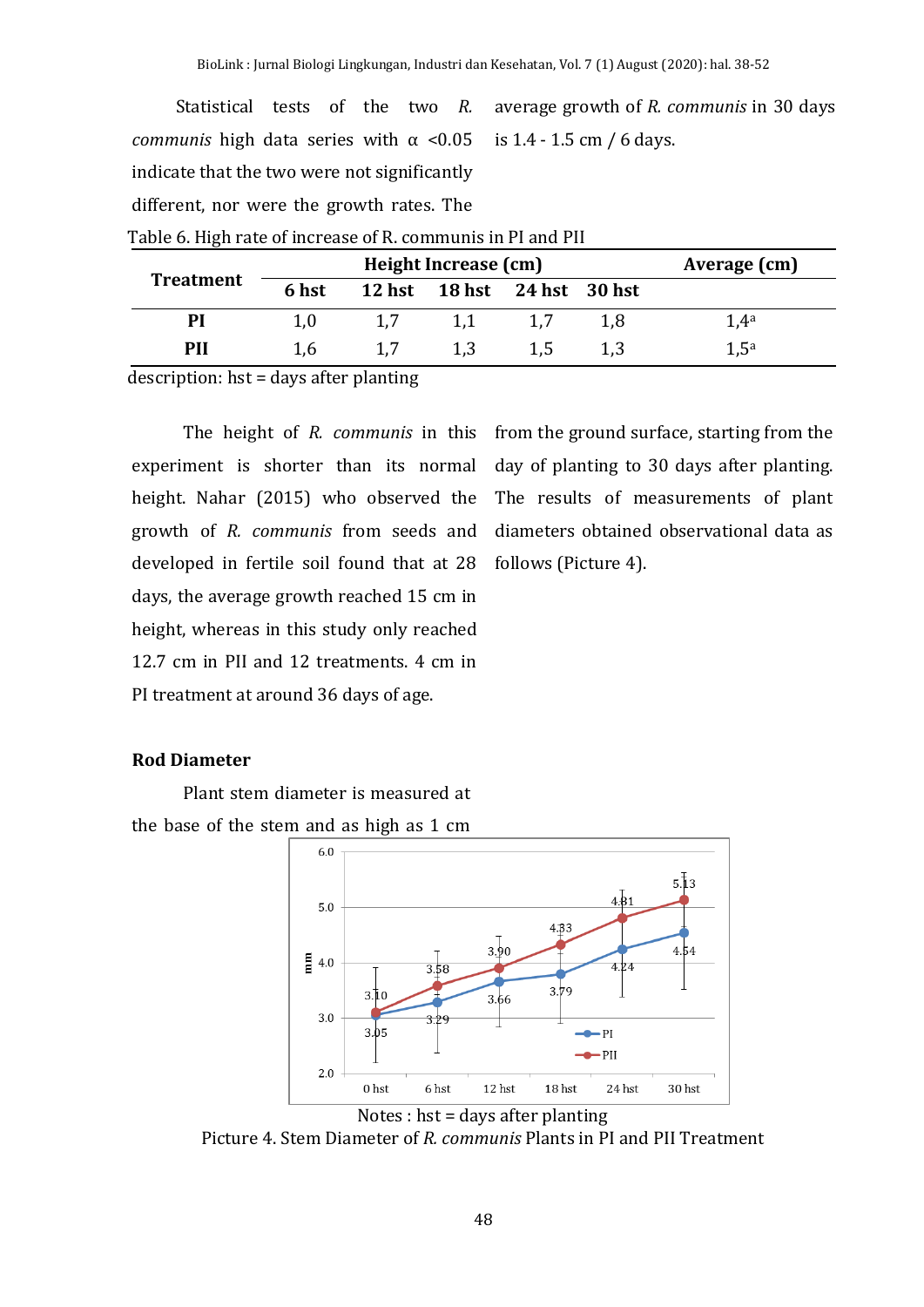Statistical tests of the two *R. communis* high data series with α <0.05 indicate that the two were not significantly different, nor were the growth rates. The average growth of *R. communis* in 30 days is 1.4 - 1.5 cm / 6 days.

Table 6. High rate of increase of R. communis in PI and PII

| Treatment | Height Increase (cm) | | | | | Average (cm) |
|---|---|---|---|---|---|---|
| | 6 hst | 12 hst | 18 hst | 24 hst | 30 hst | |
| PI | 1,0 | 1,7 | 1,1 | 1,7 | 1,8 | 1,4[a] |
| PII | 1,6 | 1,7 | 1,3 | 1,5 | 1,3 | 1,5[a] |

description: hst = days after planting

The height of *R. communis* in this experiment is shorter than its normal height. Nahar (2015) who observed the growth of *R. communis* from seeds and developed in fertile soil found that at 28 days, the average growth reached 15 cm in height, whereas in this study only reached 12.7 cm in PII and 12 treatments. 4 cm in PI treatment at around 36 days of age.

## Rod Diameter

Plant stem diameter is measured at the base of the stem and as high as 1 cm from the ground surface, starting from the day of planting to 30 days after planting. The results of measurements of plant diameters obtained observational data as follows (Picture 4).

Notes : hst = days after planting

Picture 4. Stem Diameter of *R. communis* Plants in PI and PII Treatment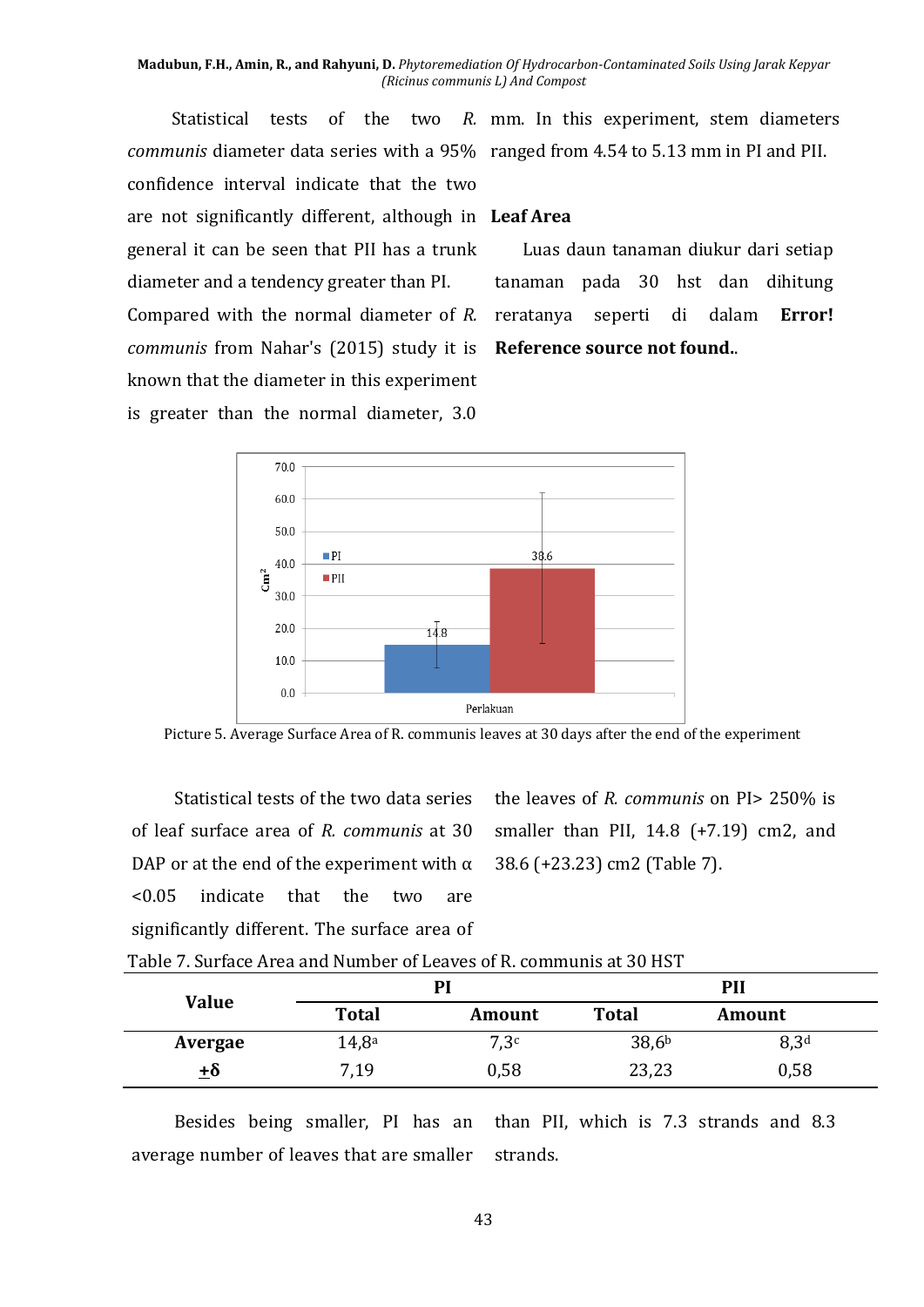Statistical tests of the two *R. communis* diameter data series with a 95% confidence interval indicate that the two are not significantly different, although in general it can be seen that PII has a trunk diameter and a tendency greater than PI. Compared with the normal diameter of *R. communis* from Nahar's (2015) study it is known that the diameter in this experiment is greater than the normal diameter, 3.0 mm. In this experiment, stem diameters ranged from 4.54 to 5.13 mm in PI and PII.

## Leaf Area

Luas daun tanaman diukur dari setiap tanaman pada 30 hst dan dihitung reratanya seperti di dalam **Error! Reference source not found.**.

Picture 5. Average Surface Area of R. communis leaves at 30 days after the end of the experiment

Statistical tests of the two data series of leaf surface area of *R. communis* at 30 DAP or at the end of the experiment with α <0.05 indicate that the two are significantly different. The surface area of the leaves of *R. communis* on PI> 250% is smaller than PII, 14.8 (+7.19) cm2, and 38.6 (+23.23) cm2 (Table 7).

Table 7. Surface Area and Number of Leaves of R. communis at 30 HST

| Value | PI | | PII | |
|---|---|---|---|---|
| | Total | Amount | Total | Amount |
| **Avergae** | 14,8[a] | 7,3[c] | 38,6[b] | 8,3[d] |
| **+δ** | 7,19 | 0,58 | 23,23 | 0,58 |

Besides being smaller, PI has an average number of leaves that are smaller than PII, which is 7.3 strands and 8.3 strands.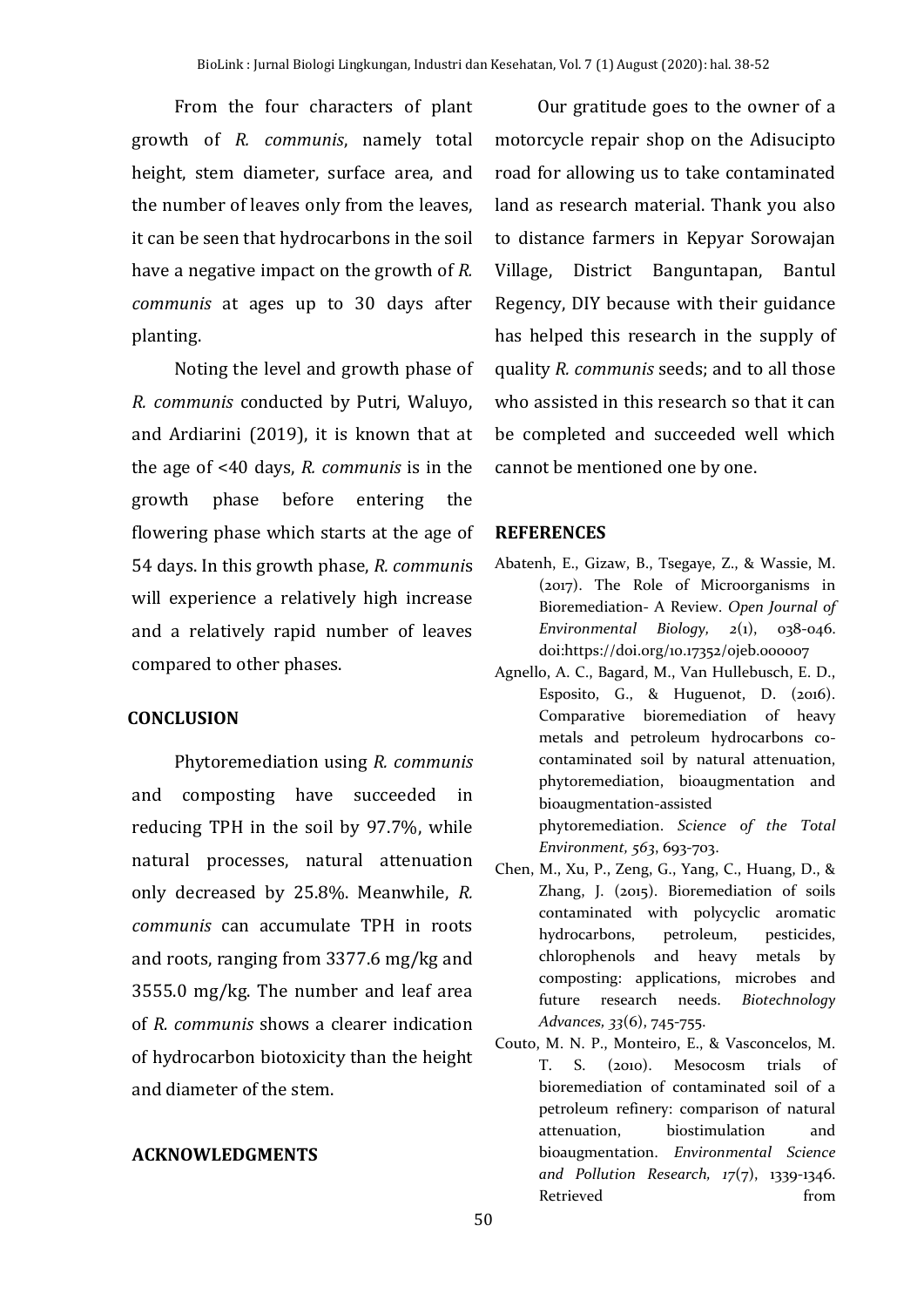From the four characters of plant growth of *R. communis*, namely total height, stem diameter, surface area, and the number of leaves only from the leaves, it can be seen that hydrocarbons in the soil have a negative impact on the growth of *R. communis* at ages up to 30 days after planting.

Noting the level and growth phase of *R. communis* conducted by Putri, Waluyo, and Ardiarini (2019), it is known that at the age of <40 days, *R. communis* is in the growth phase before entering the flowering phase which starts at the age of 54 days. In this growth phase, *R. communis* will experience a relatively high increase and a relatively rapid number of leaves compared to other phases.

## CONCLUSION

Phytoremediation using *R. communis* and composting have succeeded in reducing TPH in the soil by 97.7%, while natural processes, natural attenuation only decreased by 25.8%. Meanwhile, *R. communis* can accumulate TPH in roots and roots, ranging from 3377.6 mg/kg and 3555.0 mg/kg. The number and leaf area of *R. communis* shows a clearer indication of hydrocarbon biotoxicity than the height and diameter of the stem.

## ACKNOWLEDGMENTS

Our gratitude goes to the owner of a motorcycle repair shop on the Adisucipto road for allowing us to take contaminated land as research material. Thank you also to distance farmers in Kepyar Sorowajan Village, District Banguntapan, Bantul Regency, DIY because with their guidance has helped this research in the supply of quality *R. communis* seeds; and to all those who assisted in this research so that it can be completed and succeeded well which cannot be mentioned one by one.

## REFERENCES

Abatenh, E., Gizaw, B., Tsegaye, Z., & Wassie, M. (2017). The Role of Microorganisms in Bioremediation- A Review. *Open Journal of Environmental Biology, 2*(1), 038-046. doi:https://doi.org/10.17352/ojeb.000007

Agnello, A. C., Bagard, M., Van Hullebusch, E. D., Esposito, G., & Huguenot, D. (2016). Comparative bioremediation of heavy metals and petroleum hydrocarbons co-contaminated soil by natural attenuation, phytoremediation, bioaugmentation and bioaugmentation-assisted phytoremediation. *Science of the Total Environment, 563*, 693-703.

Chen, M., Xu, P., Zeng, G., Yang, C., Huang, D., & Zhang, J. (2015). Bioremediation of soils contaminated with polycyclic aromatic hydrocarbons, petroleum, pesticides, chlorophenols and heavy metals by composting: applications, microbes and future research needs. *Biotechnology Advances, 33*(6), 745-755.

Couto, M. N. P., Monteiro, E., & Vasconcelos, M. T. S. (2010). Mesocosm trials of bioremediation of contaminated soil of a petroleum refinery: comparison of natural attenuation, biostimulation and bioaugmentation. *Environmental Science and Pollution Research, 17*(7), 1339-1346. Retrieved from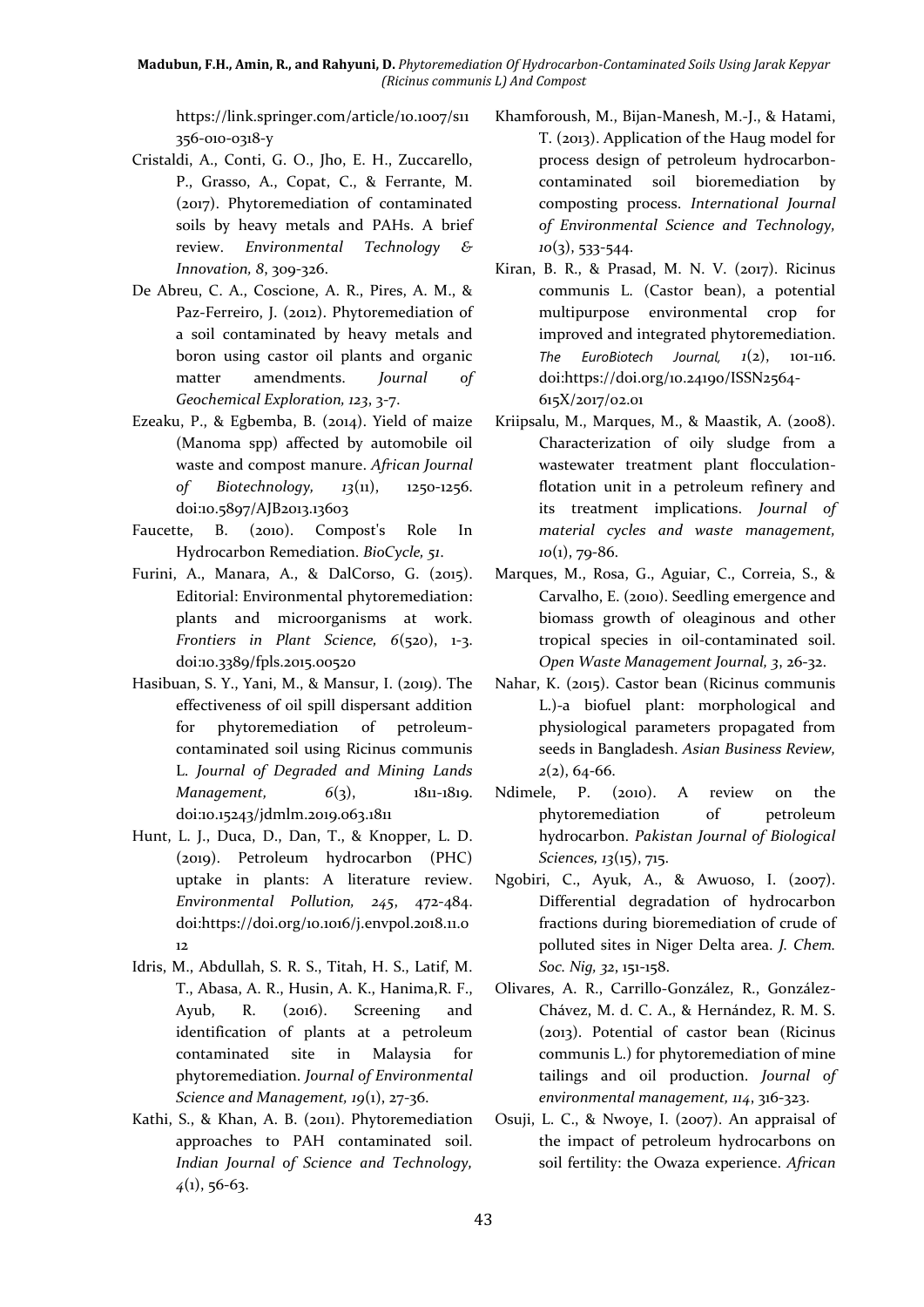https://link.springer.com/article/10.1007/s11356-010-0318-y

Cristaldi, A., Conti, G. O., Jho, E. H., Zuccarello, P., Grasso, A., Copat, C., & Ferrante, M. (2017). Phytoremediation of contaminated soils by heavy metals and PAHs. A brief review. *Environmental Technology & Innovation, 8*, 309-326.

De Abreu, C. A., Coscione, A. R., Pires, A. M., & Paz-Ferreiro, J. (2012). Phytoremediation of a soil contaminated by heavy metals and boron using castor oil plants and organic matter amendments. *Journal of Geochemical Exploration, 123*, 3-7.

Ezeaku, P., & Egbemba, B. (2014). Yield of maize (Manoma spp) affected by automobile oil waste and compost manure. *African Journal of Biotechnology, 13*(11), 1250-1256. doi:10.5897/AJB2013.13603

Faucette, B. (2010). Compost's Role In Hydrocarbon Remediation. *BioCycle, 51*.

Furini, A., Manara, A., & DalCorso, G. (2015). Editorial: Environmental phytoremediation: plants and microorganisms at work. *Frontiers in Plant Science, 6*(520), 1-3. doi:10.3389/fpls.2015.00520

Hasibuan, S. Y., Yani, M., & Mansur, I. (2019). The effectiveness of oil spill dispersant addition for phytoremediation of petroleum-contaminated soil using Ricinus communis L. *Journal of Degraded and Mining Lands Management, 6*(3), 1811-1819. doi:10.15243/jdmlm.2019.063.1811

Hunt, L. J., Duca, D., Dan, T., & Knopper, L. D. (2019). Petroleum hydrocarbon (PHC) uptake in plants: A literature review. *Environmental Pollution, 245*, 472-484. doi:https://doi.org/10.1016/j.envpol.2018.11.012

Idris, M., Abdullah, S. R. S., Titah, H. S., Latif, M. T., Abasa, A. R., Husin, A. K., Hanima,R. F., Ayub, R. (2016). Screening and identification of plants at a petroleum contaminated site in Malaysia for phytoremediation. *Journal of Environmental Science and Management, 19*(1), 27-36.

Kathi, S., & Khan, A. B. (2011). Phytoremediation approaches to PAH contaminated soil. *Indian Journal of Science and Technology, 4*(1), 56-63.

Khamforoush, M., Bijan-Manesh, M.-J., & Hatami, T. (2013). Application of the Haug model for process design of petroleum hydrocarbon-contaminated soil bioremediation by composting process. *International Journal of Environmental Science and Technology, 10*(3), 533-544.

Kiran, B. R., & Prasad, M. N. V. (2017). Ricinus communis L. (Castor bean), a potential multipurpose environmental crop for improved and integrated phytoremediation. *The EuroBiotech Journal, 1*(2), 101-116. doi:https://doi.org/10.24190/ISSN2564-615X/2017/02.01

Kriipsalu, M., Marques, M., & Maastik, A. (2008). Characterization of oily sludge from a wastewater treatment plant flocculation-flotation unit in a petroleum refinery and its treatment implications. *Journal of material cycles and waste management, 10*(1), 79-86.

Marques, M., Rosa, G., Aguiar, C., Correia, S., & Carvalho, E. (2010). Seedling emergence and biomass growth of oleaginous and other tropical species in oil-contaminated soil. *Open Waste Management Journal, 3*, 26-32.

Nahar, K. (2015). Castor bean (Ricinus communis L.)-a biofuel plant: morphological and physiological parameters propagated from seeds in Bangladesh. *Asian Business Review, 2*(2), 64-66.

Ndimele, P. (2010). A review on the phytoremediation of petroleum hydrocarbon. *Pakistan Journal of Biological Sciences, 13*(15), 715.

Ngobiri, C., Ayuk, A., & Awuoso, I. (2007). Differential degradation of hydrocarbon fractions during bioremediation of crude of polluted sites in Niger Delta area. *J. Chem. Soc. Nig, 32*, 151-158.

Olivares, A. R., Carrillo-González, R., González-Chávez, M. d. C. A., & Hernández, R. M. S. (2013). Potential of castor bean (Ricinus communis L.) for phytoremediation of mine tailings and oil production. *Journal of environmental management, 114*, 316-323.

Osuji, L. C., & Nwoye, I. (2007). An appraisal of the impact of petroleum hydrocarbons on soil fertility: the Owaza experience. *African*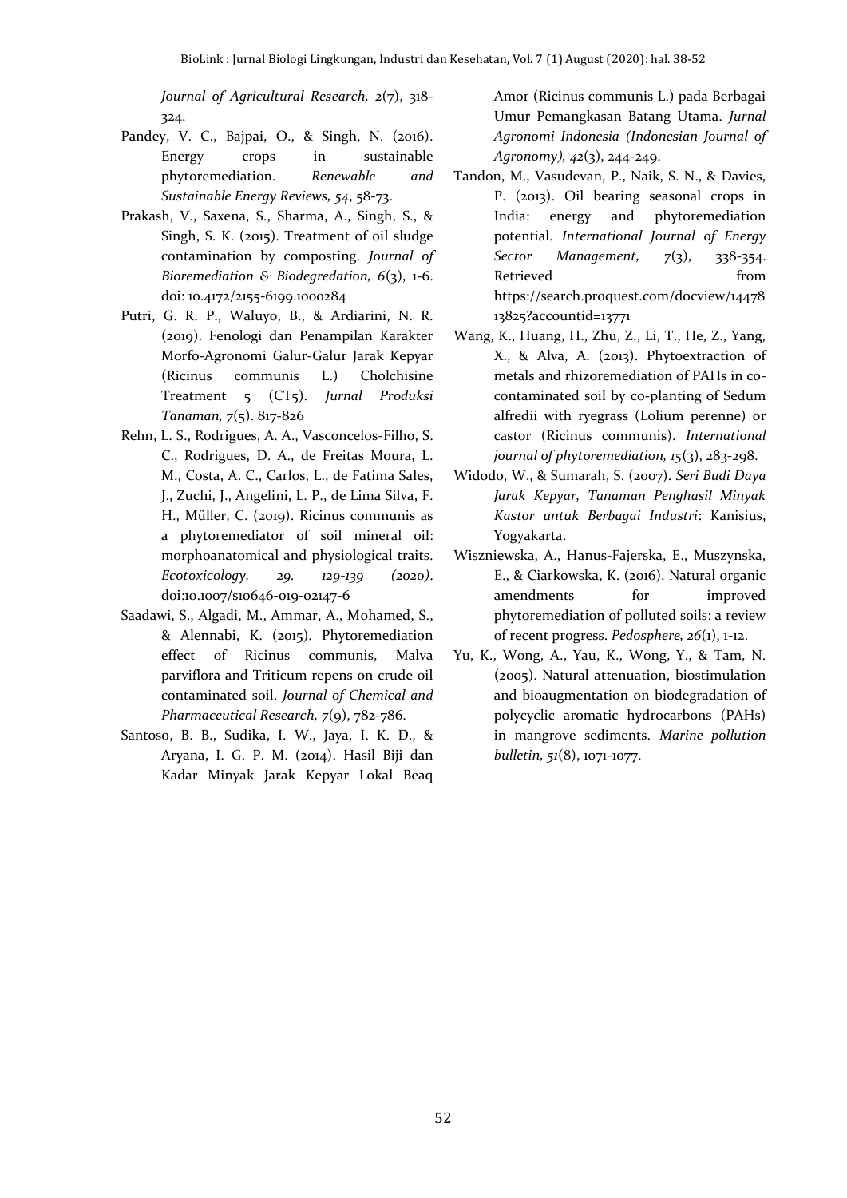*Journal of Agricultural Research, 2*(7), 318-324.

Pandey, V. C., Bajpai, O., & Singh, N. (2016). Energy crops in sustainable phytoremediation. *Renewable and Sustainable Energy Reviews, 54*, 58-73.

Prakash, V., Saxena, S., Sharma, A., Singh, S., & Singh, S. K. (2015). Treatment of oil sludge contamination by composting. *Journal of Bioremediation & Biodegredation, 6*(3), 1-6. doi: 10.4172/2155-6199.1000284

Putri, G. R. P., Waluyo, B., & Ardiarini, N. R. (2019). Fenologi dan Penampilan Karakter Morfo-Agronomi Galur-Galur Jarak Kepyar (Ricinus communis L.) Cholchisine Treatment 5 (CT5). *Jurnal Produksi Tanaman, 7*(5). 817-826

Rehn, L. S., Rodrigues, A. A., Vasconcelos-Filho, S. C., Rodrigues, D. A., de Freitas Moura, L. M., Costa, A. C., Carlos, L., de Fatima Sales, J., Zuchi, J., Angelini, L. P., de Lima Silva, F. H., Müller, C. (2019). Ricinus communis as a phytoremediator of soil mineral oil: morphoanatomical and physiological traits. *Ecotoxicology, 29. 129-139 (2020)*. doi:10.1007/s10646-019-02147-6

Saadawi, S., Algadi, M., Ammar, A., Mohamed, S., & Alennabi, K. (2015). Phytoremediation effect of Ricinus communis, Malva parviflora and Triticum repens on crude oil contaminated soil. *Journal of Chemical and Pharmaceutical Research, 7*(9), 782-786.

Santoso, B. B., Sudika, I. W., Jaya, I. K. D., & Aryana, I. G. P. M. (2014). Hasil Biji dan Kadar Minyak Jarak Kepyar Lokal Beaq Amor (Ricinus communis L.) pada Berbagai Umur Pemangkasan Batang Utama. *Jurnal Agronomi Indonesia (Indonesian Journal of Agronomy), 42*(3), 244-249.

Tandon, M., Vasudevan, P., Naik, S. N., & Davies, P. (2013). Oil bearing seasonal crops in India: energy and phytoremediation potential. *International Journal of Energy Sector Management, 7*(3), 338-354. Retrieved from https://search.proquest.com/docview/1447813825?accountid=13771

Wang, K., Huang, H., Zhu, Z., Li, T., He, Z., Yang, X., & Alva, A. (2013). Phytoextraction of metals and rhizoremediation of PAHs in co-contaminated soil by co-planting of Sedum alfredii with ryegrass (Lolium perenne) or castor (Ricinus communis). *International journal of phytoremediation, 15*(3), 283-298.

Widodo, W., & Sumarah, S. (2007). *Seri Budi Daya Jarak Kepyar, Tanaman Penghasil Minyak Kastor untuk Berbagai Industri*: Kanisius, Yogyakarta.

Wiszniewska, A., Hanus-Fajerska, E., Muszynska, E., & Ciarkowska, K. (2016). Natural organic amendments for improved phytoremediation of polluted soils: a review of recent progress. *Pedosphere, 26*(1), 1-12.

Yu, K., Wong, A., Yau, K., Wong, Y., & Tam, N. (2005). Natural attenuation, biostimulation and bioaugmentation on biodegradation of polycyclic aromatic hydrocarbons (PAHs) in mangrove sediments. *Marine pollution bulletin, 51*(8), 1071-1077.